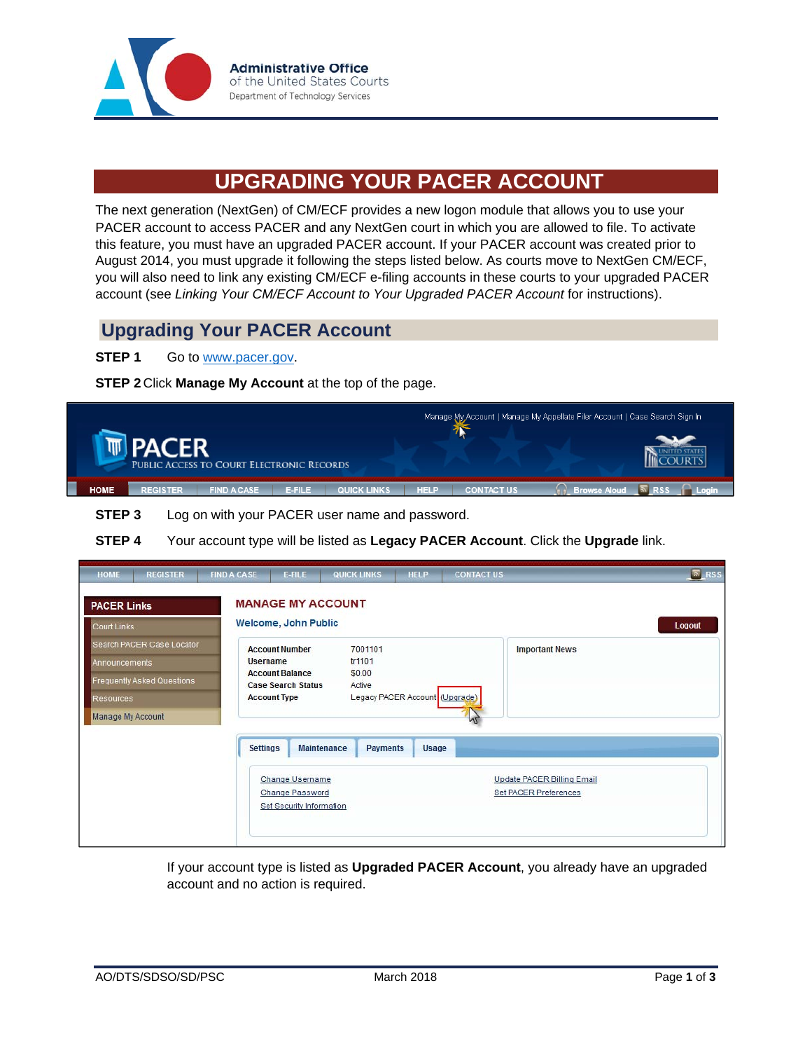Administrative Office
of the United States Courts
Department of Technology Services

# UPGRADING YOUR PACER ACCOUNT

The next generation (NextGen) of CM/ECF provides a new logon module that allows you to use your PACER account to access PACER and any NextGen court in which you are allowed to file. To activate this feature, you must have an upgraded PACER account. If your PACER account was created prior to August 2014, you must upgrade it following the steps listed below. As courts move to NextGen CM/ECF, you will also need to link any existing CM/ECF e-filing accounts in these courts to your upgraded PACER account (see *Linking Your CM/ECF Account to Your Upgraded PACER Account* for instructions).

## Upgrading Your PACER Account

**STEP 1** Go to www.pacer.gov.

**STEP 2** Click **Manage My Account** at the top of the page.

**STEP 3** Log on with your PACER user name and password.

**STEP 4** Your account type will be listed as **Legacy PACER Account**. Click the **Upgrade** link.

If your account type is listed as **Upgraded PACER Account**, you already have an upgraded account and no action is required.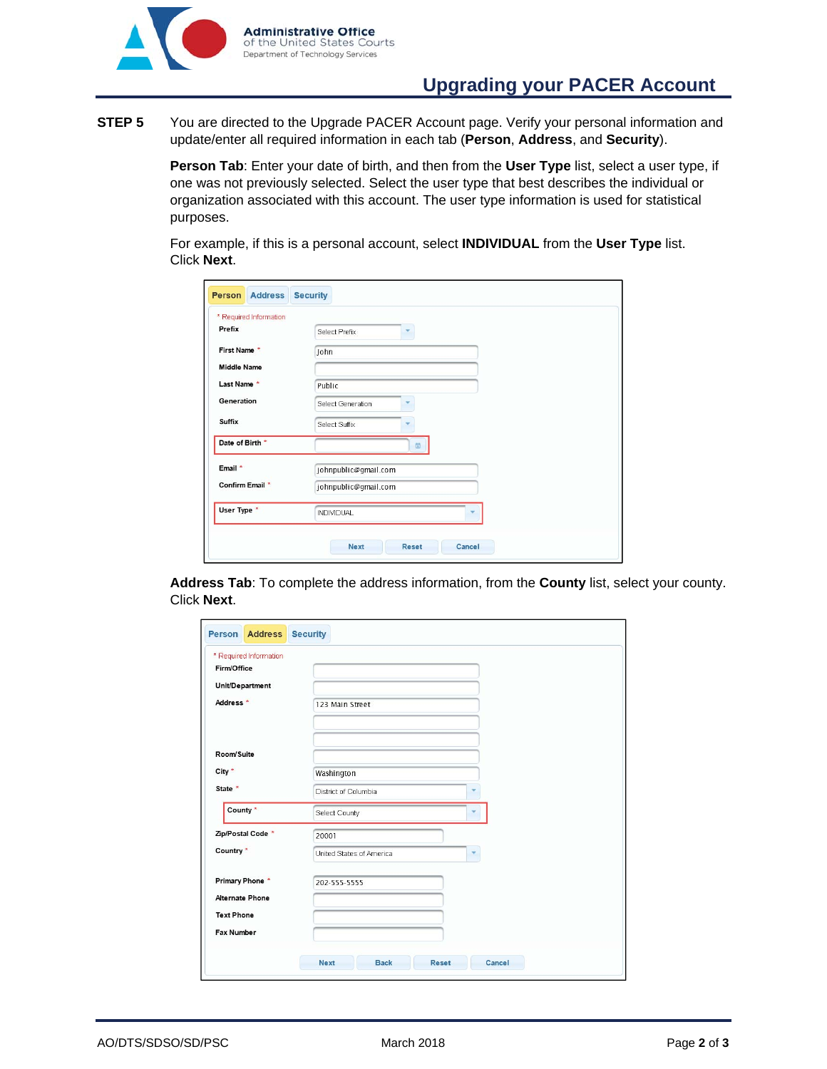**STEP 5** You are directed to the Upgrade PACER Account page. Verify your personal information and update/enter all required information in each tab (**Person**, **Address**, and **Security**).

**Person Tab**: Enter your date of birth, and then from the **User Type** list, select a user type, if one was not previously selected. Select the user type that best describes the individual or organization associated with this account. The user type information is used for statistical purposes.

For example, if this is a personal account, select **INDIVIDUAL** from the **User Type** list. Click **Next**.

**Address Tab**: To complete the address information, from the **County** list, select your county. Click **Next**.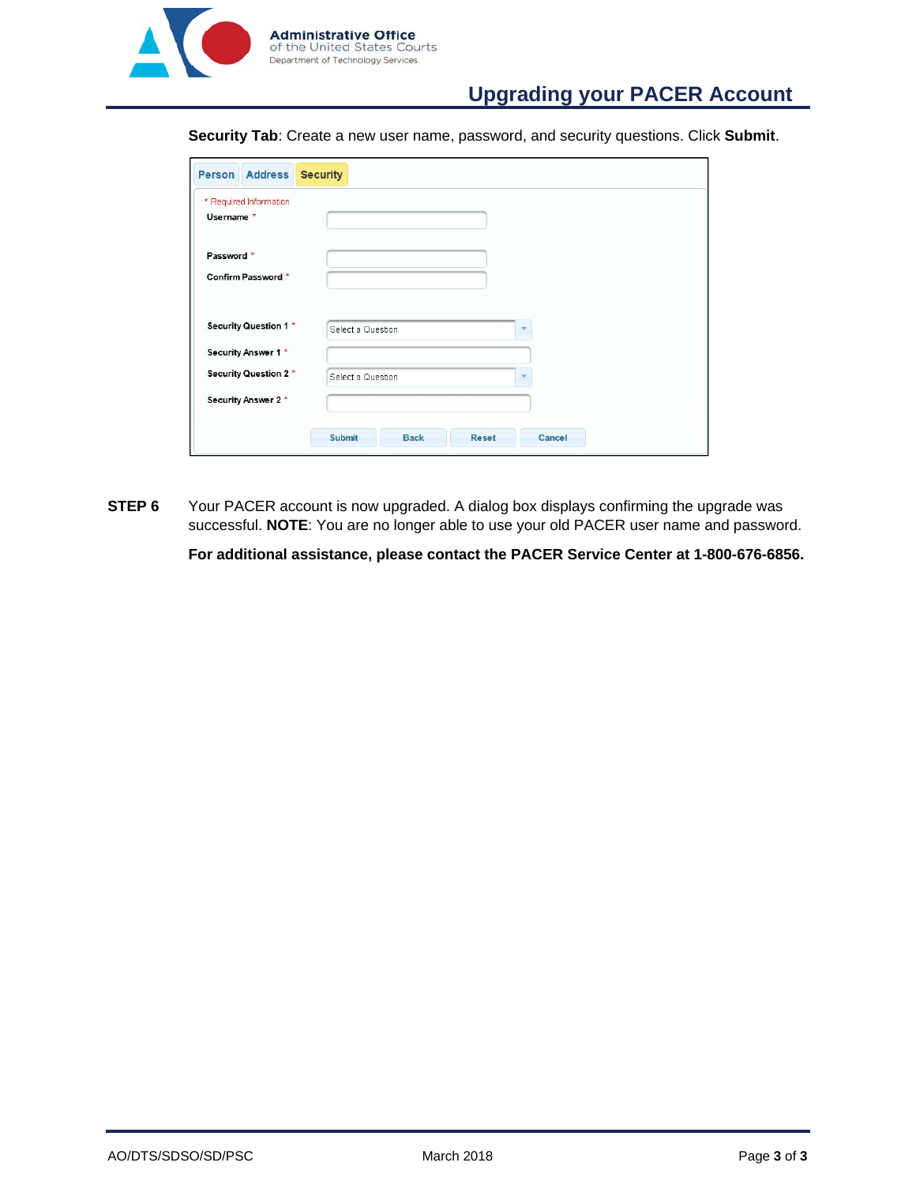**Security Tab**: Create a new user name, password, and security questions. Click **Submit**.

Person | Address | Security

\* Required Information

Username \*

Password \*

Confirm Password \*

Security Question 1 \* Select a Question

Security Answer 1 \*

Security Question 2 \* Select a Question

Security Answer 2 \*

Submit | Back | Reset | Cancel

**STEP 6** Your PACER account is now upgraded. A dialog box displays confirming the upgrade was successful. **NOTE**: You are no longer able to use your old PACER user name and password.

**For additional assistance, please contact the PACER Service Center at 1-800-676-6856.**